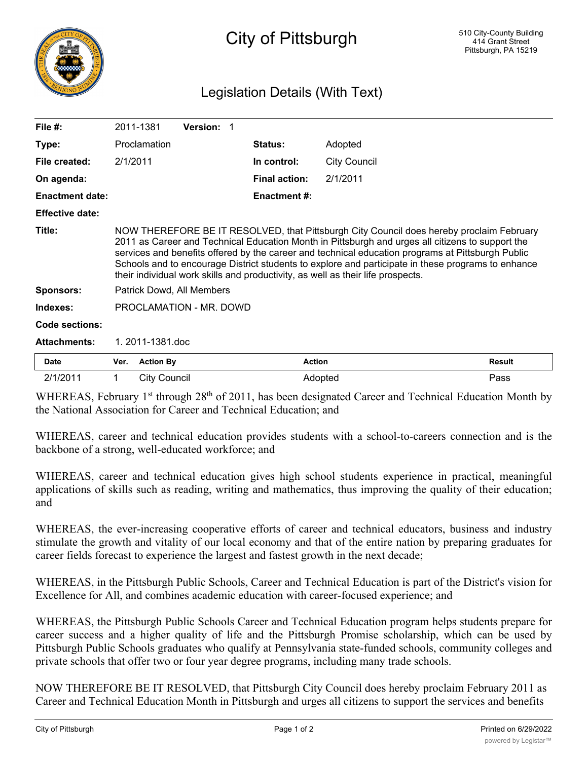# City of Pittsburgh

510 City-County Building
414 Grant Street
Pittsburgh, PA 15219

## Legislation Details (With Text)

**File #:** 2011-1381 **Version:** 1

**Type:** Proclamation **Status:** Adopted

**File created:** 2/1/2011 **In control:** City Council

**On agenda:** **Final action:** 2/1/2011

**Enactment date:** **Enactment #:**

**Effective date:**

**Title:** NOW THEREFORE BE IT RESOLVED, that Pittsburgh City Council does hereby proclaim February 2011 as Career and Technical Education Month in Pittsburgh and urges all citizens to support the services and benefits offered by the career and technical education programs at Pittsburgh Public Schools and to encourage District students to explore and participate in these programs to enhance their individual work skills and productivity, as well as their life prospects.

**Sponsors:** Patrick Dowd, All Members

**Indexes:** PROCLAMATION - MR. DOWD

**Code sections:**

**Attachments:** 1. 2011-1381.doc

| Date | Ver. | Action By | Action | Result |
|---|---|---|---|---|
| 2/1/2011 | 1 | City Council | Adopted | Pass |

WHEREAS, February 1st through 28th of 2011, has been designated Career and Technical Education Month by the National Association for Career and Technical Education; and

WHEREAS, career and technical education provides students with a school-to-careers connection and is the backbone of a strong, well-educated workforce; and

WHEREAS, career and technical education gives high school students experience in practical, meaningful applications of skills such as reading, writing and mathematics, thus improving the quality of their education; and

WHEREAS, the ever-increasing cooperative efforts of career and technical educators, business and industry stimulate the growth and vitality of our local economy and that of the entire nation by preparing graduates for career fields forecast to experience the largest and fastest growth in the next decade;

WHEREAS, in the Pittsburgh Public Schools, Career and Technical Education is part of the District's vision for Excellence for All, and combines academic education with career-focused experience; and

WHEREAS, the Pittsburgh Public Schools Career and Technical Education program helps students prepare for career success and a higher quality of life and the Pittsburgh Promise scholarship, which can be used by Pittsburgh Public Schools graduates who qualify at Pennsylvania state-funded schools, community colleges and private schools that offer two or four year degree programs, including many trade schools.

NOW THEREFORE BE IT RESOLVED, that Pittsburgh City Council does hereby proclaim February 2011 as Career and Technical Education Month in Pittsburgh and urges all citizens to support the services and benefits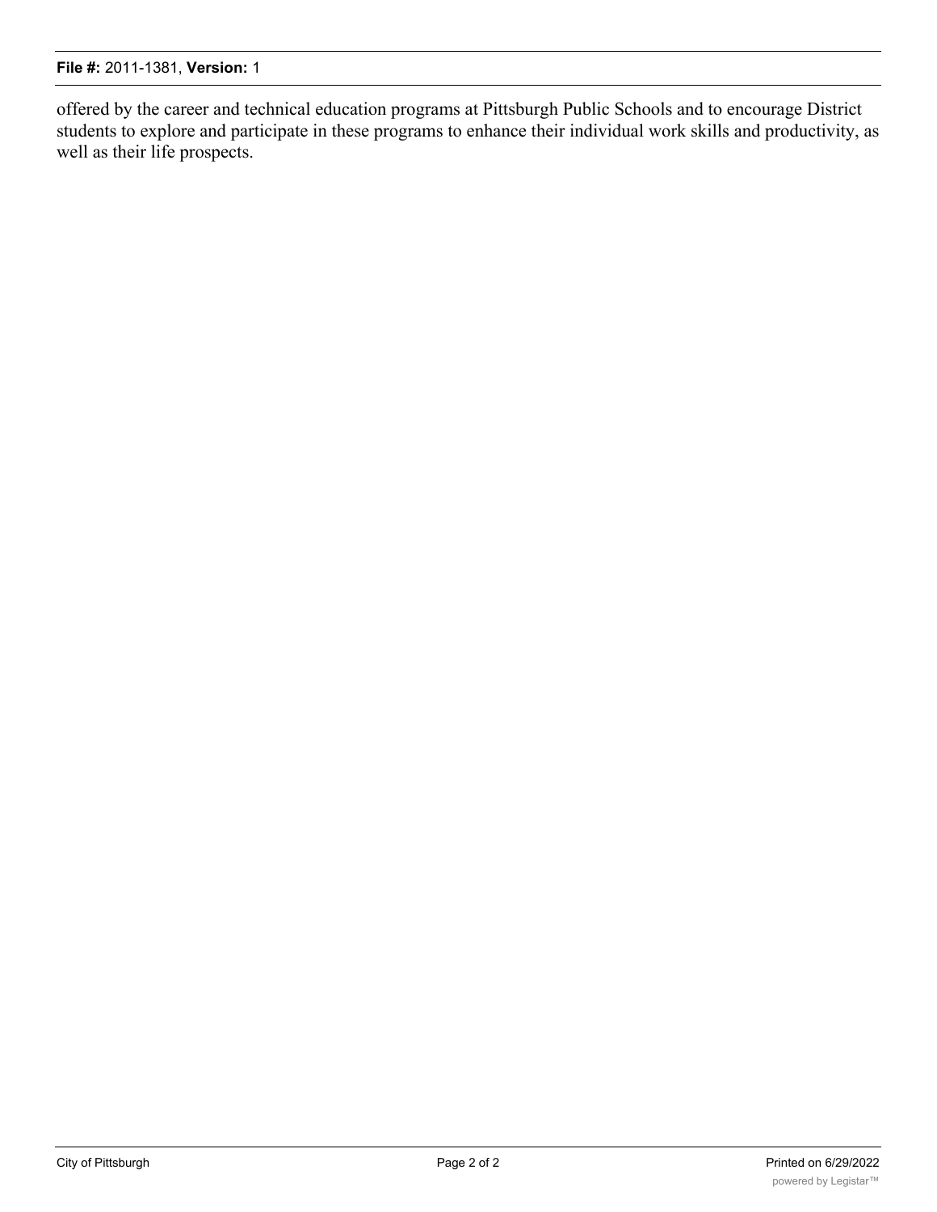offered by the career and technical education programs at Pittsburgh Public Schools and to encourage District students to explore and participate in these programs to enhance their individual work skills and productivity, as well as their life prospects.